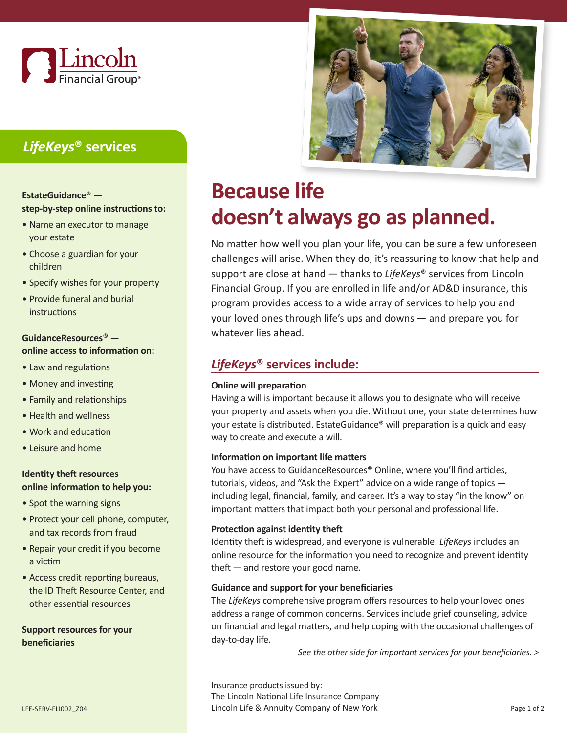Lincoln Financial Group®

# Because life doesn't always go as planned.

No matter how well you plan your life, you can be sure a few unforeseen challenges will arise. When they do, it's reassuring to know that help and support are close at hand — thanks to *LifeKeys*® services from Lincoln Financial Group. If you are enrolled in life and/or AD&D insurance, this program provides access to a wide array of services to help you and your loved ones through life's ups and downs — and prepare you for whatever lies ahead.

## *LifeKeys*® services include:

**Online will preparation**
Having a will is important because it allows you to designate who will receive your property and assets when you die. Without one, your state determines how your estate is distributed. EstateGuidance® will preparation is a quick and easy way to create and execute a will.

**Information on important life matters**
You have access to GuidanceResources® Online, where you'll find articles, tutorials, videos, and "Ask the Expert" advice on a wide range of topics — including legal, financial, family, and career. It's a way to stay "in the know" on important matters that impact both your personal and professional life.

**Protection against identity theft**
Identity theft is widespread, and everyone is vulnerable. *LifeKeys* includes an online resource for the information you need to recognize and prevent identity theft — and restore your good name.

**Guidance and support for your beneficiaries**
The *LifeKeys* comprehensive program offers resources to help your loved ones address a range of common concerns. Services include grief counseling, advice on financial and legal matters, and help coping with the occasional challenges of day-to-day life.

*See the other side for important services for your beneficiaries. >*

## *LifeKeys*® services

**EstateGuidance® — step-by-step online instructions to:**

- Name an executor to manage your estate
- Choose a guardian for your children
- Specify wishes for your property
- Provide funeral and burial instructions

**GuidanceResources® — online access to information on:**

- Law and regulations
- Money and investing
- Family and relationships
- Health and wellness
- Work and education
- Leisure and home

**Identity theft resources — online information to help you:**

- Spot the warning signs
- Protect your cell phone, computer, and tax records from fraud
- Repair your credit if you become a victim
- Access credit reporting bureaus, the ID Theft Resource Center, and other essential resources

**Support resources for your beneficiaries**

Insurance products issued by:
The Lincoln National Life Insurance Company
Lincoln Life & Annuity Company of New York

LFE-SERV-FLI002_Z04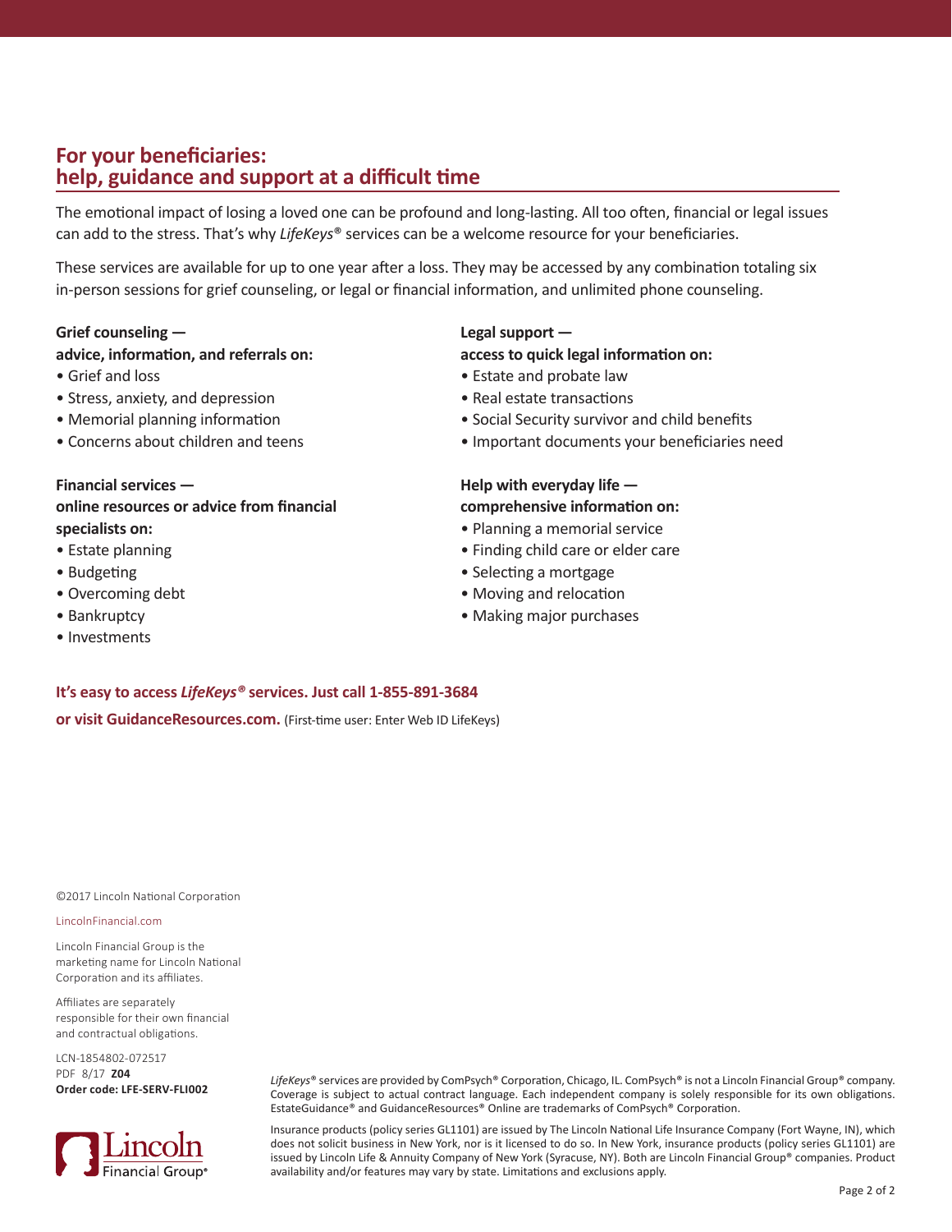## For your beneficiaries: help, guidance and support at a difficult time

The emotional impact of losing a loved one can be profound and long-lasting. All too often, financial or legal issues can add to the stress. That's why *LifeKeys*® services can be a welcome resource for your beneficiaries.

These services are available for up to one year after a loss. They may be accessed by any combination totaling six in-person sessions for grief counseling, or legal or financial information, and unlimited phone counseling.

**Grief counseling — advice, information, and referrals on:**

- Grief and loss
- Stress, anxiety, and depression
- Memorial planning information
- Concerns about children and teens

**Financial services — online resources or advice from financial specialists on:**

- Estate planning
- Budgeting
- Overcoming debt
- Bankruptcy
- Investments

**Legal support — access to quick legal information on:**

- Estate and probate law
- Real estate transactions
- Social Security survivor and child benefits
- Important documents your beneficiaries need

**Help with everyday life — comprehensive information on:**

- Planning a memorial service
- Finding child care or elder care
- Selecting a mortgage
- Moving and relocation
- Making major purchases

**It's easy to access *LifeKeys®* services. Just call 1-855-891-3684 or visit GuidanceResources.com.** (First-time user: Enter Web ID LifeKeys)

©2017 Lincoln National Corporation

LincolnFinancial.com

Lincoln Financial Group is the marketing name for Lincoln National Corporation and its affiliates.

Affiliates are separately responsible for their own financial and contractual obligations.

LCN-1854802-072517
PDF 8/17 **Z04**
**Order code: LFE-SERV-FLI002**

*LifeKeys*® services are provided by ComPsych® Corporation, Chicago, IL. ComPsych® is not a Lincoln Financial Group® company. Coverage is subject to actual contract language. Each independent company is solely responsible for its own obligations. EstateGuidance® and GuidanceResources® Online are trademarks of ComPsych® Corporation.

Insurance products (policy series GL1101) are issued by The Lincoln National Life Insurance Company (Fort Wayne, IN), which does not solicit business in New York, nor is it licensed to do so. In New York, insurance products (policy series GL1101) are issued by Lincoln Life & Annuity Company of New York (Syracuse, NY). Both are Lincoln Financial Group® companies. Product availability and/or features may vary by state. Limitations and exclusions apply.